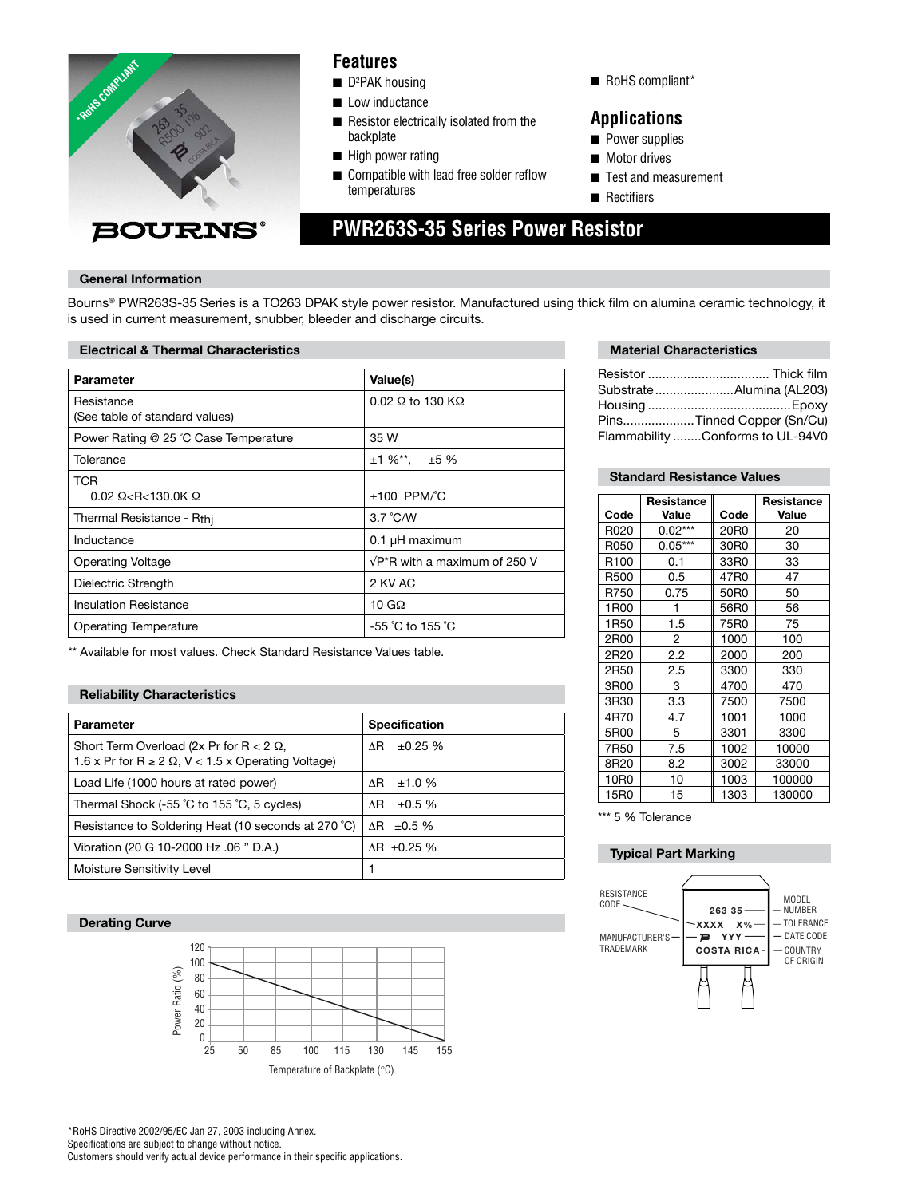# PWR263S-35 Series Power Resistor

## Features

- $D^2$PAK housing
- Low inductance
- Resistor electrically isolated from the backplate
- High power rating
- Compatible with lead free solder reflow temperatures
- RoHS compliant*

## Applications

- Power supplies
- Motor drives
- Test and measurement
- Rectifiers

## General Information

Bourns® PWR263S-35 Series is a TO263 DPAK style power resistor. Manufactured using thick film on alumina ceramic technology, it is used in current measurement, snubber, bleeder and discharge circuits.

## Electrical & Thermal Characteristics

| Parameter | Value(s) |
|---|---|
| Resistance (See table of standard values) | 0.02 Ω to 130 KΩ |
| Power Rating @ 25 °C Case Temperature | 35 W |
| Tolerance | ±1 %**, ±5 % |
| TCR 0.02 Ω<R<130.0K Ω | ±100 PPM/°C |
| Thermal Resistance - $R_{thj}$ | 3.7 °C/W |
| Inductance | 0.1 µH maximum |
| Operating Voltage | √P*R with a maximum of 250 V |
| Dielectric Strength | 2 KV AC |
| Insulation Resistance | 10 GΩ |
| Operating Temperature | -55 °C to 155 °C |

** Available for most values. Check Standard Resistance Values table.

## Material Characteristics

- Resistor .................................. Thick film
- Substrate ...................... Alumina (AL203)
- Housing ........................................ Epoxy
- Pins .................... Tinned Copper (Sn/Cu)
- Flammability ........ Conforms to UL-94V0

## Standard Resistance Values

| Code | Resistance Value | Code | Resistance Value |
|---|---|---|---|
| R020 | 0.02*** | 20R0 | 20 |
| R050 | 0.05*** | 30R0 | 30 |
| R100 | 0.1 | 33R0 | 33 |
| R500 | 0.5 | 47R0 | 47 |
| R750 | 0.75 | 50R0 | 50 |
| 1R00 | 1 | 56R0 | 56 |
| 1R50 | 1.5 | 75R0 | 75 |
| 2R00 | 2 | 1000 | 100 |
| 2R20 | 2.2 | 2000 | 200 |
| 2R50 | 2.5 | 3300 | 330 |
| 3R00 | 3 | 4700 | 470 |
| 3R30 | 3.3 | 7500 | 7500 |
| 4R70 | 4.7 | 1001 | 1000 |
| 5R00 | 5 | 3301 | 3300 |
| 7R50 | 7.5 | 1002 | 10000 |
| 8R20 | 8.2 | 3002 | 33000 |
| 10R0 | 10 | 1003 | 100000 |
| 15R0 | 15 | 1303 | 130000 |

*** 5 % Tolerance

## Reliability Characteristics

| Parameter | Specification |
|---|---|
| Short Term Overload (2x Pr for R < 2 Ω, 1.6 x Pr for R ≥ 2 Ω, V < 1.5 x Operating Voltage) | ΔR ±0.25 % |
| Load Life (1000 hours at rated power) | ΔR ±1.0 % |
| Thermal Shock (-55 °C to 155 °C, 5 cycles) | ΔR ±0.5 % |
| Resistance to Soldering Heat (10 seconds at 270 °C) | ΔR ±0.5 % |
| Vibration (20 G 10-2000 Hz .06 " D.A.) | ΔR ±0.25 % |
| Moisture Sensitivity Level | 1 |

## Typical Part Marking

RESISTANCE CODE — XXXX; MODEL NUMBER — 263 35; TOLERANCE — X%; MANUFACTURER'S TRADEMARK; DATE CODE — YYY; COUNTRY OF ORIGIN — COSTA RICA

## Derating Curve

Power Ratio (%) vs. Temperature of Backplate (°C): linear derating from 100 % at 25 °C to 0 % at 155 °C.

*RoHS Directive 2002/95/EC Jan 27, 2003 including Annex.
Specifications are subject to change without notice.
Customers should verify actual device performance in their specific applications.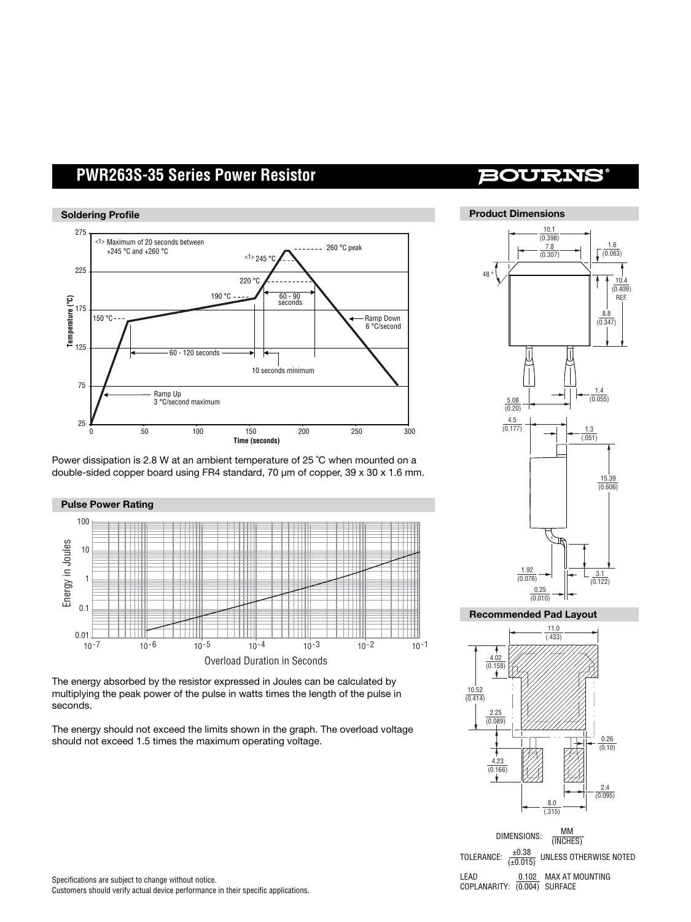# PWR263S-35 Series Power Resistor

## Soldering Profile

Power dissipation is 2.8 W at an ambient temperature of 25 °C when mounted on a double-sided copper board using FR4 standard, 70 µm of copper, 39 x 30 x 1.6 mm.

## Pulse Power Rating

The energy absorbed by the resistor expressed in Joules can be calculated by multiplying the peak power of the pulse in watts times the length of the pulse in seconds.

The energy should not exceed the limits shown in the graph. The overload voltage should not exceed 1.5 times the maximum operating voltage.

## Product Dimensions

## Recommended Pad Layout

DIMENSIONS: $\frac{\text{MM}}{\text{(INCHES)}}$

TOLERANCE: $\frac{\pm 0.38}{(\pm 0.015)}$ UNLESS OTHERWISE NOTED

LEAD COPLANARITY: $\frac{0.102}{(0.004)}$ MAX AT MOUNTING SURFACE

Specifications are subject to change without notice.
Customers should verify actual device performance in their specific applications.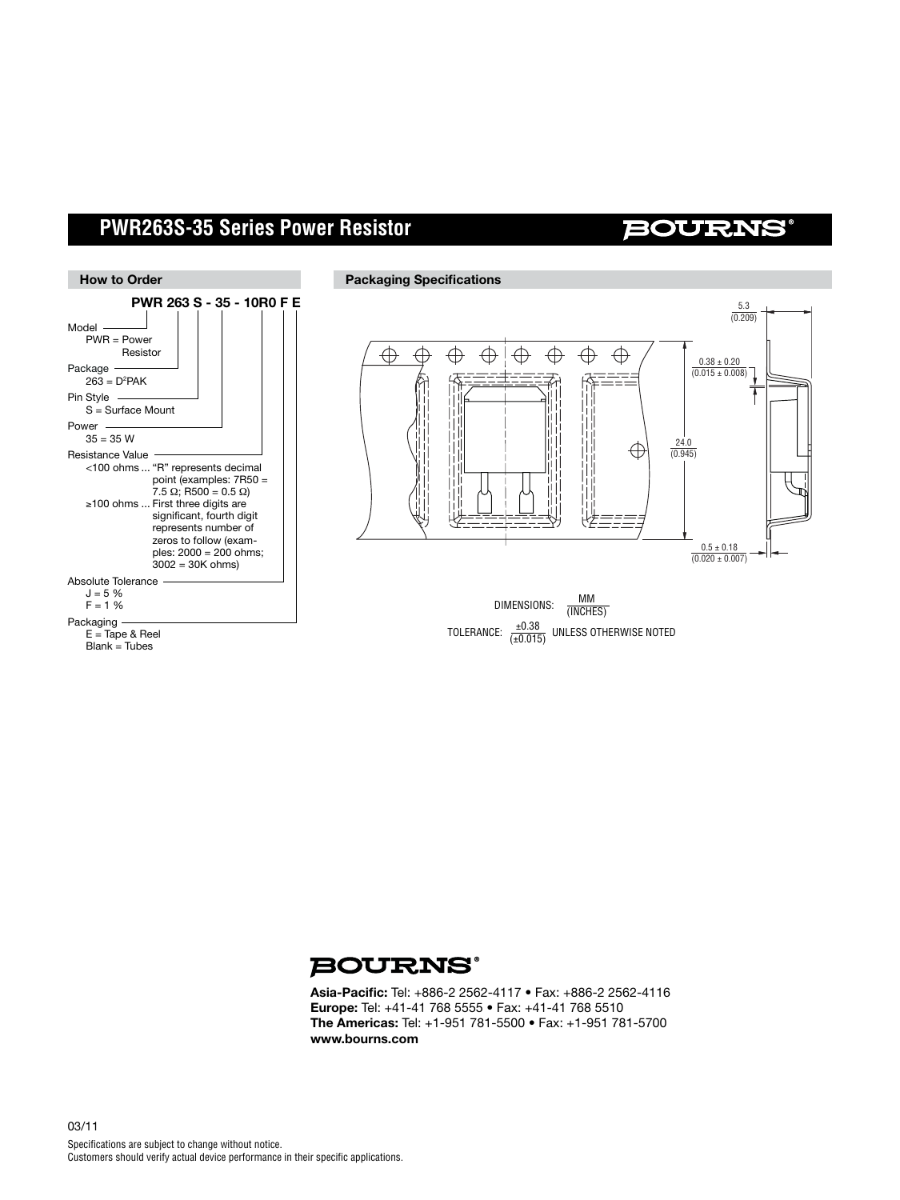## PWR263S-35 Series Power Resistor

### How to Order

**PWR 263 S - 35 - 10R0 F E**

Model
- PWR = Power Resistor

Package
- 263 = D[2]PAK

Pin Style
- S = Surface Mount

Power
- 35 = 35 W

Resistance Value
- <100 ohms ... "R" represents decimal point (examples: 7R50 = 7.5 Ω; R500 = 0.5 Ω)
- ≥100 ohms ... First three digits are significant, fourth digit represents number of zeros to follow (examples: 2000 = 200 ohms; 3002 = 30K ohms)

Absolute Tolerance
- J = 5 %
- F = 1 %

Packaging
- E = Tape & Reel
- Blank = Tubes

### Packaging Specifications

5.3
(0.209)

0.38 ± 0.20
(0.015 ± 0.008)

24.0
(0.945)

0.5 ± 0.18
(0.020 ± 0.007)

DIMENSIONS: MM / (INCHES)

TOLERANCE: ±0.38 / (±0.015) UNLESS OTHERWISE NOTED

**BOURNS®**

**Asia-Pacific:** Tel: +886-2 2562-4117 • Fax: +886-2 2562-4116
**Europe:** Tel: +41-41 768 5555 • Fax: +41-41 768 5510
**The Americas:** Tel: +1-951 781-5500 • Fax: +1-951 781-5700
**www.bourns.com**

03/11

Specifications are subject to change without notice.
Customers should verify actual device performance in their specific applications.